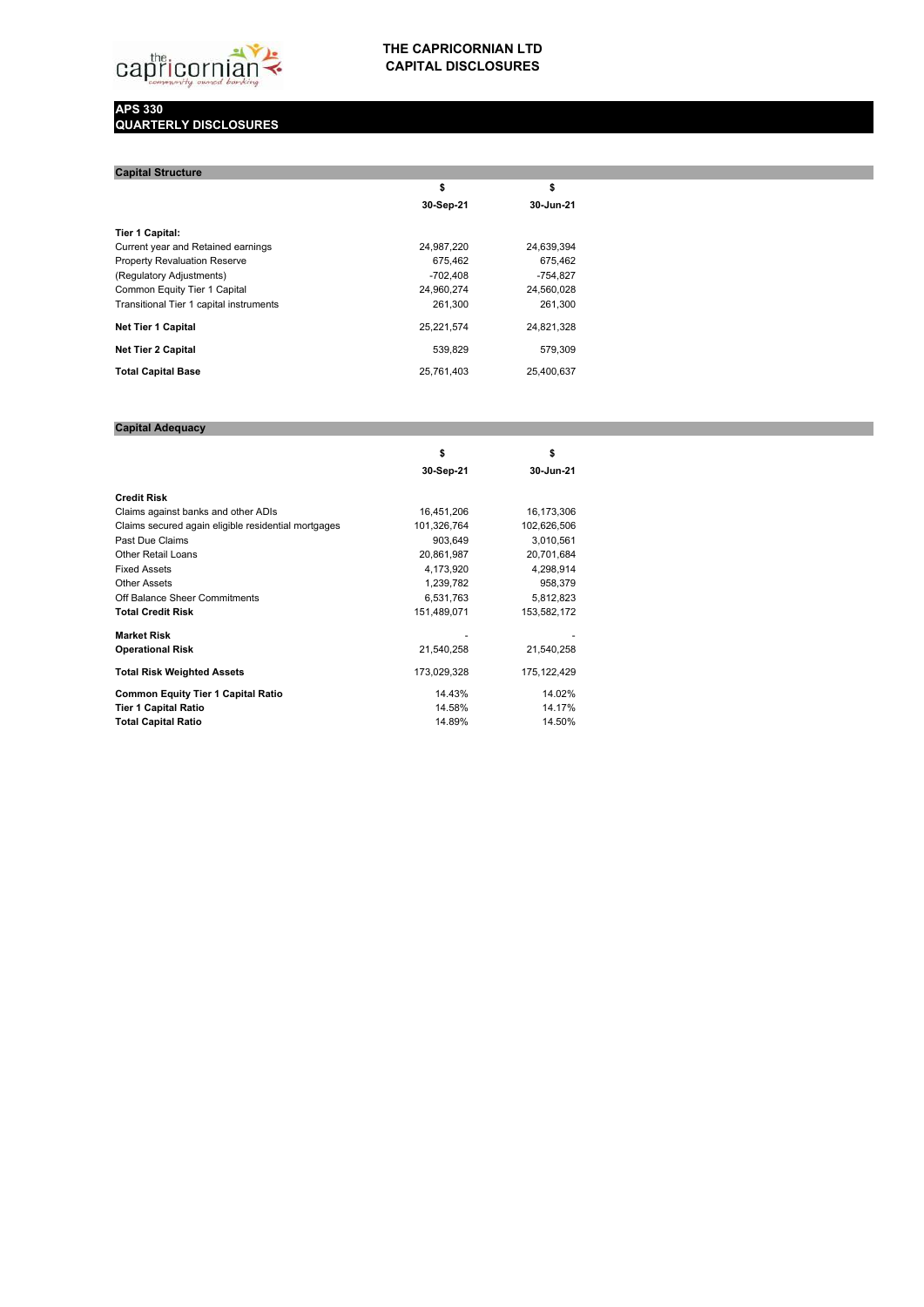# THE CAPRICORNIAN LTD
# CAPITAL DISCLOSURES

## APS 330
## QUARTERLY DISCLOSURES

### Capital Structure

| | $ | $ |
|---|---|---|
| | **30-Sep-21** | **30-Jun-21** |
| **Tier 1 Capital:** | | |
| Current year and Retained earnings | 24,987,220 | 24,639,394 |
| Property Revaluation Reserve | 675,462 | 675,462 |
| (Regulatory Adjustments) | -702,408 | -754,827 |
| Common Equity Tier 1 Capital | 24,960,274 | 24,560,028 |
| Transitional Tier 1 capital instruments | 261,300 | 261,300 |
| **Net Tier 1 Capital** | 25,221,574 | 24,821,328 |
| **Net Tier 2 Capital** | 539,829 | 579,309 |
| **Total Capital Base** | 25,761,403 | 25,400,637 |

### Capital Adequacy

| | $ | $ |
|---|---|---|
| | **30-Sep-21** | **30-Jun-21** |
| **Credit Risk** | | |
| Claims against banks and other ADIs | 16,451,206 | 16,173,306 |
| Claims secured again eligible residential mortgages | 101,326,764 | 102,626,506 |
| Past Due Claims | 903,649 | 3,010,561 |
| Other Retail Loans | 20,861,987 | 20,701,684 |
| Fixed Assets | 4,173,920 | 4,298,914 |
| Other Assets | 1,239,782 | 958,379 |
| Off Balance Sheer Commitments | 6,531,763 | 5,812,823 |
| **Total Credit Risk** | 151,489,071 | 153,582,172 |
| **Market Risk** | - | - |
| **Operational Risk** | 21,540,258 | 21,540,258 |
| **Total Risk Weighted Assets** | 173,029,328 | 175,122,429 |
| **Common Equity Tier 1 Capital Ratio** | 14.43% | 14.02% |
| **Tier 1 Capital Ratio** | 14.58% | 14.17% |
| **Total Capital Ratio** | 14.89% | 14.50% |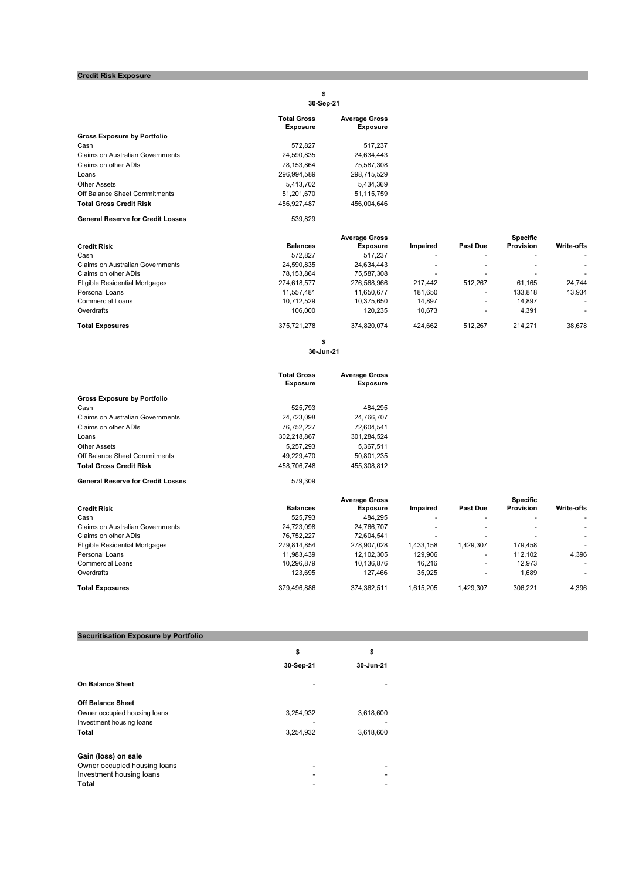## Credit Risk Exposure

**$**
**30-Sep-21**

| | Total Gross Exposure | Average Gross Exposure |
|---|---|---|
| **Gross Exposure by Portfolio** | | |
| Cash | 572,827 | 517,237 |
| Claims on Australian Governments | 24,590,835 | 24,634,443 |
| Claims on other ADIs | 78,153,864 | 75,587,308 |
| Loans | 296,994,589 | 298,715,529 |
| Other Assets | 5,413,702 | 5,434,369 |
| Off Balance Sheet Commitments | 51,201,670 | 51,115,759 |
| **Total Gross Credit Risk** | 456,927,487 | 456,004,646 |
| **General Reserve for Credit Losses** | 539,829 | |

| Credit Risk | Balances | Average Gross Exposure | Impaired | Past Due | Specific Provision | Write-offs |
|---|---|---|---|---|---|---|
| Cash | 572,827 | 517,237 | - | - | - | - |
| Claims on Australian Governments | 24,590,835 | 24,634,443 | - | - | - | - |
| Claims on other ADIs | 78,153,864 | 75,587,308 | - | - | - | - |
| Eligible Residential Mortgages | 274,618,577 | 276,568,966 | 217,442 | 512,267 | 61,165 | 24,744 |
| Personal Loans | 11,557,481 | 11,650,677 | 181,650 | - | 133,818 | 13,934 |
| Commercial Loans | 10,712,529 | 10,375,650 | 14,897 | - | 14,897 | - |
| Overdrafts | 106,000 | 120,235 | 10,673 | - | 4,391 | - |
| **Total Exposures** | 375,721,278 | 374,820,074 | 424,662 | 512,267 | 214,271 | 38,678 |

**$**
**30-Jun-21**

| | Total Gross Exposure | Average Gross Exposure |
|---|---|---|
| **Gross Exposure by Portfolio** | | |
| Cash | 525,793 | 484,295 |
| Claims on Australian Governments | 24,723,098 | 24,766,707 |
| Claims on other ADIs | 76,752,227 | 72,604,541 |
| Loans | 302,218,867 | 301,284,524 |
| Other Assets | 5,257,293 | 5,367,511 |
| Off Balance Sheet Commitments | 49,229,470 | 50,801,235 |
| **Total Gross Credit Risk** | 458,706,748 | 455,308,812 |
| **General Reserve for Credit Losses** | 579,309 | |

| Credit Risk | Balances | Average Gross Exposure | Impaired | Past Due | Specific Provision | Write-offs |
|---|---|---|---|---|---|---|
| Cash | 525,793 | 484,295 | - | - | - | - |
| Claims on Australian Governments | 24,723,098 | 24,766,707 | - | - | - | - |
| Claims on other ADIs | 76,752,227 | 72,604,541 | - | - | - | - |
| Eligible Residential Mortgages | 279,814,854 | 278,907,028 | 1,433,158 | 1,429,307 | 179,458 | - |
| Personal Loans | 11,983,439 | 12,102,305 | 129,906 | - | 112,102 | 4,396 |
| Commercial Loans | 10,296,879 | 10,136,876 | 16,216 | - | 12,973 | - |
| Overdrafts | 123,695 | 127,466 | 35,925 | - | 1,689 | - |
| **Total Exposures** | 379,496,886 | 374,362,511 | 1,615,205 | 1,429,307 | 306,221 | 4,396 |

## Securitisation Exposure by Portfolio

| | $ 30-Sep-21 | $ 30-Jun-21 |
|---|---|---|
| **On Balance Sheet** | - | - |
| **Off Balance Sheet** | | |
| Owner occupied housing loans | 3,254,932 | 3,618,600 |
| Investment housing loans | - | - |
| **Total** | 3,254,932 | 3,618,600 |
| **Gain (loss) on sale** | | |
| Owner occupied housing loans | - | - |
| Investment housing loans | - | - |
| **Total** | - | - |